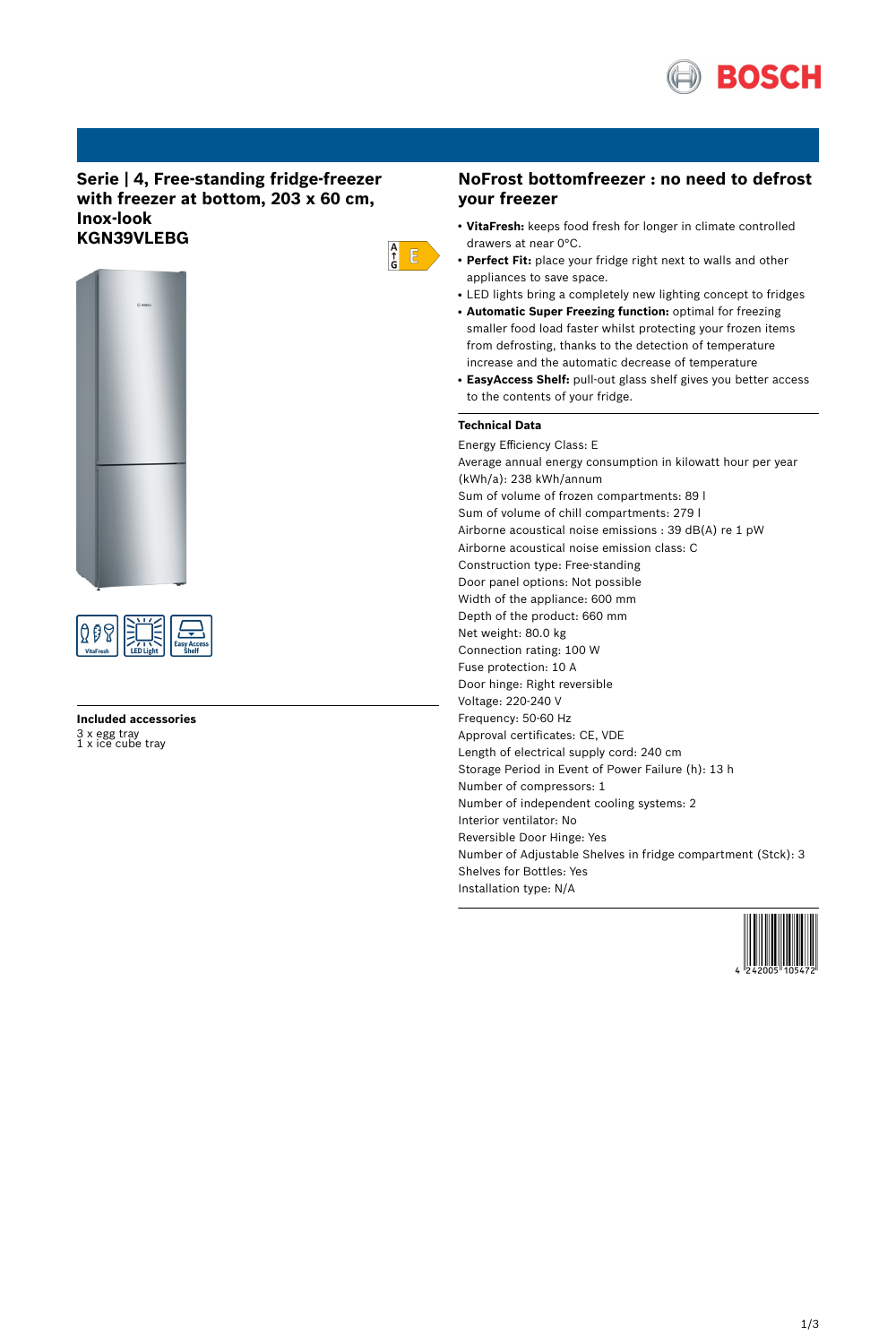# Serie | 4, Free-standing fridge-freezer with freezer at bottom, 203 x 60 cm, Inox-look
# KGN39VLEBG

## Included accessories

3 x egg tray
1 x ice cube tray

## NoFrost bottomfreezer : no need to defrost your freezer

- **VitaFresh:** keeps food fresh for longer in climate controlled drawers at near 0°C.
- **Perfect Fit:** place your fridge right next to walls and other appliances to save space.
- LED lights bring a completely new lighting concept to fridges
- **Automatic Super Freezing function:** optimal for freezing smaller food load faster whilst protecting your frozen items from defrosting, thanks to the detection of temperature increase and the automatic decrease of temperature
- **EasyAccess Shelf:** pull-out glass shelf gives you better access to the contents of your fridge.

### Technical Data

Energy Efficiency Class: E
Average annual energy consumption in kilowatt hour per year (kWh/a): 238 kWh/annum
Sum of volume of frozen compartments: 89 l
Sum of volume of chill compartments: 279 l
Airborne acoustical noise emissions : 39 dB(A) re 1 pW
Airborne acoustical noise emission class: C
Construction type: Free-standing
Door panel options: Not possible
Width of the appliance: 600 mm
Depth of the product: 660 mm
Net weight: 80.0 kg
Connection rating: 100 W
Fuse protection: 10 A
Door hinge: Right reversible
Voltage: 220-240 V
Frequency: 50-60 Hz
Approval certificates: CE, VDE
Length of electrical supply cord: 240 cm
Storage Period in Event of Power Failure (h): 13 h
Number of compressors: 1
Number of independent cooling systems: 2
Interior ventilator: No
Reversible Door Hinge: Yes
Number of Adjustable Shelves in fridge compartment (Stck): 3
Shelves for Bottles: Yes
Installation type: N/A

4 242005 105472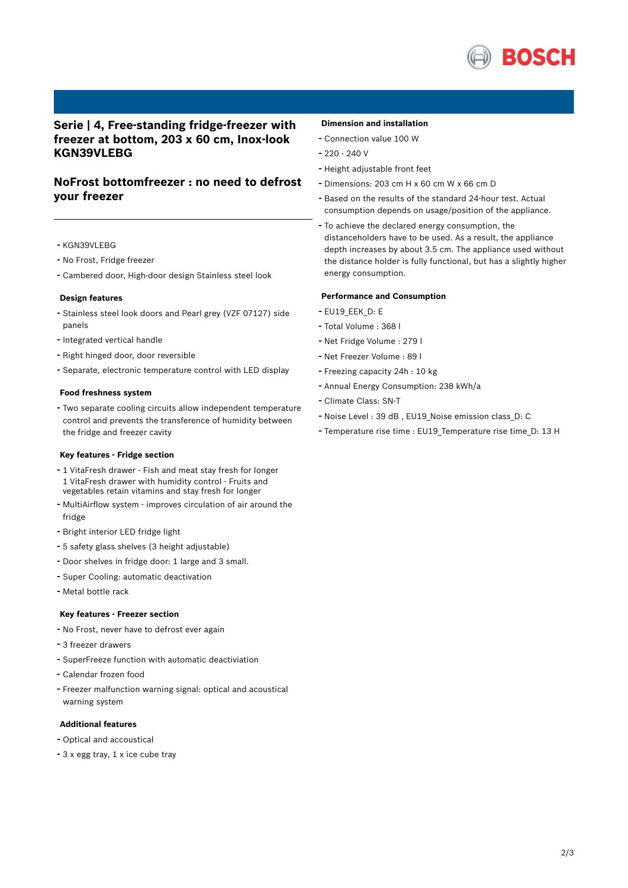## Serie | 4, Free-standing fridge-freezer with freezer at bottom, 203 x 60 cm, Inox-look KGN39VLEBG

## NoFrost bottomfreezer : no need to defrost your freezer

---

- KGN39VLEBG
- No Frost, Fridge freezer
- Cambered door, High-door design Stainless steel look

### Design features

- Stainless steel look doors and Pearl grey (VZF 07127) side panels
- Integrated vertical handle
- Right hinged door, door reversible
- Separate, electronic temperature control with LED display

### Food freshness system

- Two separate cooling circuits allow independent temperature control and prevents the transference of humidity between the fridge and freezer cavity

### Key features - Fridge section

- 1 VitaFresh drawer - Fish and meat stay fresh for longer
  1 VitaFresh drawer with humidity control - Fruits and vegetables retain vitamins and stay fresh for longer
- MultiAirflow system - improves circulation of air around the fridge
- Bright interior LED fridge light
- 5 safety glass shelves (3 height adjustable)
- Door shelves in fridge door: 1 large and 3 small.
- Super Cooling: automatic deactivation
- Metal bottle rack

### Key features - Freezer section

- No Frost, never have to defrost ever again
- 3 freezer drawers
- SuperFreeze function with automatic deactiviation
- Calendar frozen food
- Freezer malfunction warning signal: optical and acoustical warning system

### Additional features

- Optical and accoustical
- 3 x egg tray, 1 x ice cube tray

### Dimension and installation

- Connection value 100 W
- 220 - 240 V
- Height adjustable front feet
- Dimensions: 203 cm H x 60 cm W x 66 cm D
- Based on the results of the standard 24-hour test. Actual consumption depends on usage/position of the appliance.
- To achieve the declared energy consumption, the distanceholders have to be used. As a result, the appliance depth increases by about 3.5 cm. The appliance used without the distance holder is fully functional, but has a slightly higher energy consumption.

### Performance and Consumption

- EU19_EEK_D: E
- Total Volume : 368 l
- Net Fridge Volume : 279 l
- Net Freezer Volume : 89 l
- Freezing capacity 24h : 10 kg
- Annual Energy Consumption: 238 kWh/a
- Climate Class: SN-T
- Noise Level : 39 dB , EU19_Noise emission class_D: C
- Temperature rise time : EU19_Temperature rise time_D: 13 H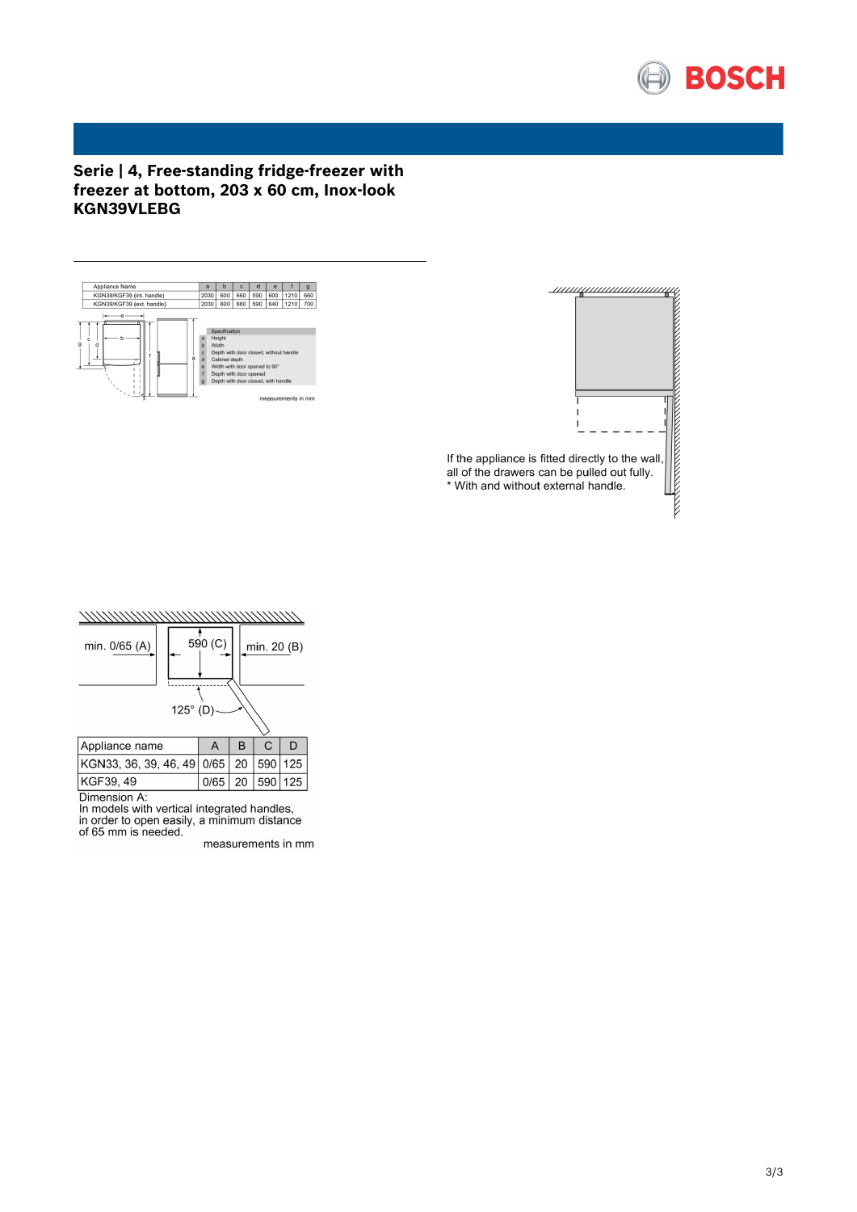## Serie | 4, Free-standing fridge-freezer with freezer at bottom, 203 x 60 cm, Inox-look KGN39VLEBG

| Appliance Name | a | b | c | d | e | f | g |
|---|---|---|---|---|---|---|---|
| KGN39/KGF39 (int. handle) | 2030 | 600 | 660 | 590 | 600 | 1210 | 660 |
| KGN39/KGF39 (ext. handle) | 2030 | 600 | 660 | 590 | 640 | 1210 | 700 |

Specification
- a Height
- b Width
- c Depth with door closed, without handle
- d Cabinet depth
- e Width with door opened to 90°
- f Depth with door opened
- g Depth with door closed, with handle

measurements in mm

If the appliance is fitted directly to the wall, all of the drawers can be pulled out fully.
* With and without external handle.

min. 0/65 (A)
590 (C)
min. 20 (B)
125° (D)

| Appliance name | A | B | C | D |
|---|---|---|---|---|
| KGN33, 36, 39, 46, 49 | 0/65 | 20 | 590 | 125 |
| KGF39, 49 | 0/65 | 20 | 590 | 125 |

Dimension A:
In models with vertical integrated handles, in order to open easily, a minimum distance of 65 mm is needed.

measurements in mm